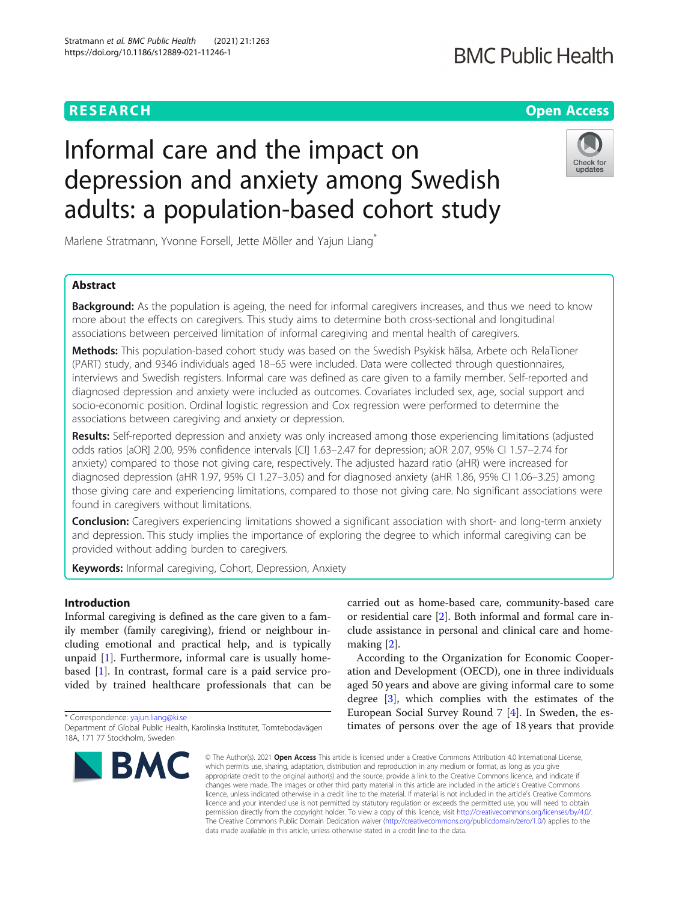RESEARCH

Open Access

# Informal care and the impact on depression and anxiety among Swedish adults: a population-based cohort study

Marlene Stratmann, Yvonne Forsell, Jette Möller and Yajun Liang*

## Abstract

**Background:** As the population is ageing, the need for informal caregivers increases, and thus we need to know more about the effects on caregivers. This study aims to determine both cross-sectional and longitudinal associations between perceived limitation of informal caregiving and mental health of caregivers.

**Methods:** This population-based cohort study was based on the Swedish Psykisk hälsa, Arbete och RelaTioner (PART) study, and 9346 individuals aged 18–65 were included. Data were collected through questionnaires, interviews and Swedish registers. Informal care was defined as care given to a family member. Self-reported and diagnosed depression and anxiety were included as outcomes. Covariates included sex, age, social support and socio-economic position. Ordinal logistic regression and Cox regression were performed to determine the associations between caregiving and anxiety or depression.

**Results:** Self-reported depression and anxiety was only increased among those experiencing limitations (adjusted odds ratios [aOR] 2.00, 95% confidence intervals [CI] 1.63–2.47 for depression; aOR 2.07, 95% CI 1.57–2.74 for anxiety) compared to those not giving care, respectively. The adjusted hazard ratio (aHR) were increased for diagnosed depression (aHR 1.97, 95% CI 1.27–3.05) and for diagnosed anxiety (aHR 1.86, 95% CI 1.06–3.25) among those giving care and experiencing limitations, compared to those not giving care. No significant associations were found in caregivers without limitations.

**Conclusion:** Caregivers experiencing limitations showed a significant association with short- and long-term anxiety and depression. This study implies the importance of exploring the degree to which informal caregiving can be provided without adding burden to caregivers.

**Keywords:** Informal caregiving, Cohort, Depression, Anxiety

## Introduction

Informal caregiving is defined as the care given to a family member (family caregiving), friend or neighbour including emotional and practical help, and is typically unpaid [1]. Furthermore, informal care is usually home-based [1]. In contrast, formal care is a paid service provided by trained healthcare professionals that can be carried out as home-based care, community-based care or residential care [2]. Both informal and formal care include assistance in personal and clinical care and home-making [2].

According to the Organization for Economic Cooperation and Development (OECD), one in three individuals aged 50 years and above are giving informal care to some degree [3], which complies with the estimates of the European Social Survey Round 7 [4]. In Sweden, the estimates of persons over the age of 18 years that provide

* Correspondence: yajun.liang@ki.se
Department of Global Public Health, Karolinska Institutet, Tomtebodavägen 18A, 171 77 Stockholm, Sweden

© The Author(s). 2021 **Open Access** This article is licensed under a Creative Commons Attribution 4.0 International License, which permits use, sharing, adaptation, distribution and reproduction in any medium or format, as long as you give appropriate credit to the original author(s) and the source, provide a link to the Creative Commons licence, and indicate if changes were made. The images or other third party material in this article are included in the article's Creative Commons licence, unless indicated otherwise in a credit line to the material. If material is not included in the article's Creative Commons licence and your intended use is not permitted by statutory regulation or exceeds the permitted use, you will need to obtain permission directly from the copyright holder. To view a copy of this licence, visit http://creativecommons.org/licenses/by/4.0/. The Creative Commons Public Domain Dedication waiver (http://creativecommons.org/publicdomain/zero/1.0/) applies to the data made available in this article, unless otherwise stated in a credit line to the data.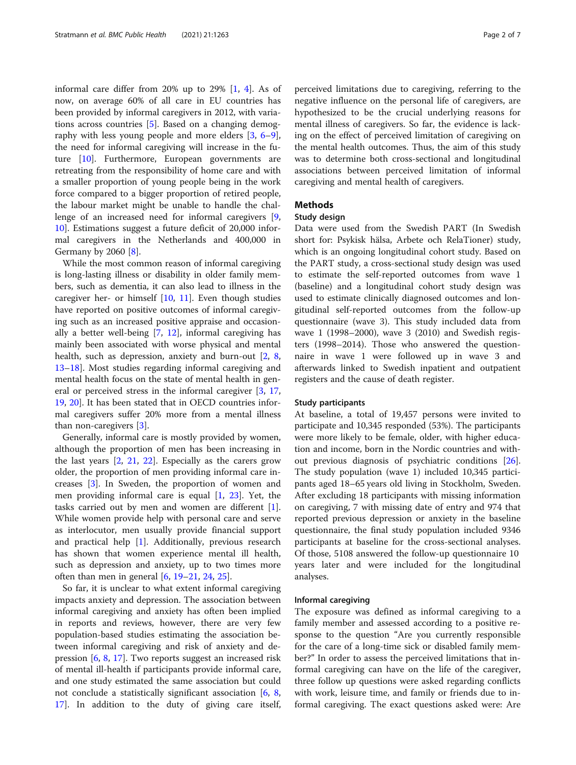informal care differ from 20% up to 29% [1, 4]. As of now, on average 60% of all care in EU countries has been provided by informal caregivers in 2012, with variations across countries [5]. Based on a changing demography with less young people and more elders [3, 6–9], the need for informal caregiving will increase in the future [10]. Furthermore, European governments are retreating from the responsibility of home care and with a smaller proportion of young people being in the work force compared to a bigger proportion of retired people, the labour market might be unable to handle the challenge of an increased need for informal caregivers [9, 10]. Estimations suggest a future deficit of 20,000 informal caregivers in the Netherlands and 400,000 in Germany by 2060 [8].

While the most common reason of informal caregiving is long-lasting illness or disability in older family members, such as dementia, it can also lead to illness in the caregiver her- or himself [10, 11]. Even though studies have reported on positive outcomes of informal caregiving such as an increased positive appraise and occasionally a better well-being [7, 12], informal caregiving has mainly been associated with worse physical and mental health, such as depression, anxiety and burn-out [2, 8, 13–18]. Most studies regarding informal caregiving and mental health focus on the state of mental health in general or perceived stress in the informal caregiver [3, 17, 19, 20]. It has been stated that in OECD countries informal caregivers suffer 20% more from a mental illness than non-caregivers [3].

Generally, informal care is mostly provided by women, although the proportion of men has been increasing in the last years [2, 21, 22]. Especially as the carers grow older, the proportion of men providing informal care increases [3]. In Sweden, the proportion of women and men providing informal care is equal [1, 23]. Yet, the tasks carried out by men and women are different [1]. While women provide help with personal care and serve as interlocutor, men usually provide financial support and practical help [1]. Additionally, previous research has shown that women experience mental ill health, such as depression and anxiety, up to two times more often than men in general [6, 19–21, 24, 25].

So far, it is unclear to what extent informal caregiving impacts anxiety and depression. The association between informal caregiving and anxiety has often been implied in reports and reviews, however, there are very few population-based studies estimating the association between informal caregiving and risk of anxiety and depression [6, 8, 17]. Two reports suggest an increased risk of mental ill-health if participants provide informal care, and one study estimated the same association but could not conclude a statistically significant association [6, 8, 17]. In addition to the duty of giving care itself, perceived limitations due to caregiving, referring to the negative influence on the personal life of caregivers, are hypothesized to be the crucial underlying reasons for mental illness of caregivers. So far, the evidence is lacking on the effect of perceived limitation of caregiving on the mental health outcomes. Thus, the aim of this study was to determine both cross-sectional and longitudinal associations between perceived limitation of informal caregiving and mental health of caregivers.

## Methods

### Study design

Data were used from the Swedish PART (In Swedish short for: Psykisk hälsa, Arbete och RelaTioner) study, which is an ongoing longitudinal cohort study. Based on the PART study, a cross-sectional study design was used to estimate the self-reported outcomes from wave 1 (baseline) and a longitudinal cohort study design was used to estimate clinically diagnosed outcomes and longitudinal self-reported outcomes from the follow-up questionnaire (wave 3). This study included data from wave 1 (1998–2000), wave 3 (2010) and Swedish registers (1998–2014). Those who answered the questionnaire in wave 1 were followed up in wave 3 and afterwards linked to Swedish inpatient and outpatient registers and the cause of death register.

### Study participants

At baseline, a total of 19,457 persons were invited to participate and 10,345 responded (53%). The participants were more likely to be female, older, with higher education and income, born in the Nordic countries and without previous diagnosis of psychiatric conditions [26]. The study population (wave 1) included 10,345 participants aged 18–65 years old living in Stockholm, Sweden. After excluding 18 participants with missing information on caregiving, 7 with missing date of entry and 974 that reported previous depression or anxiety in the baseline questionnaire, the final study population included 9346 participants at baseline for the cross-sectional analyses. Of those, 5108 answered the follow-up questionnaire 10 years later and were included for the longitudinal analyses.

### Informal caregiving

The exposure was defined as informal caregiving to a family member and assessed according to a positive response to the question "Are you currently responsible for the care of a long-time sick or disabled family member?" In order to assess the perceived limitations that informal caregiving can have on the life of the caregiver, three follow up questions were asked regarding conflicts with work, leisure time, and family or friends due to informal caregiving. The exact questions asked were: Are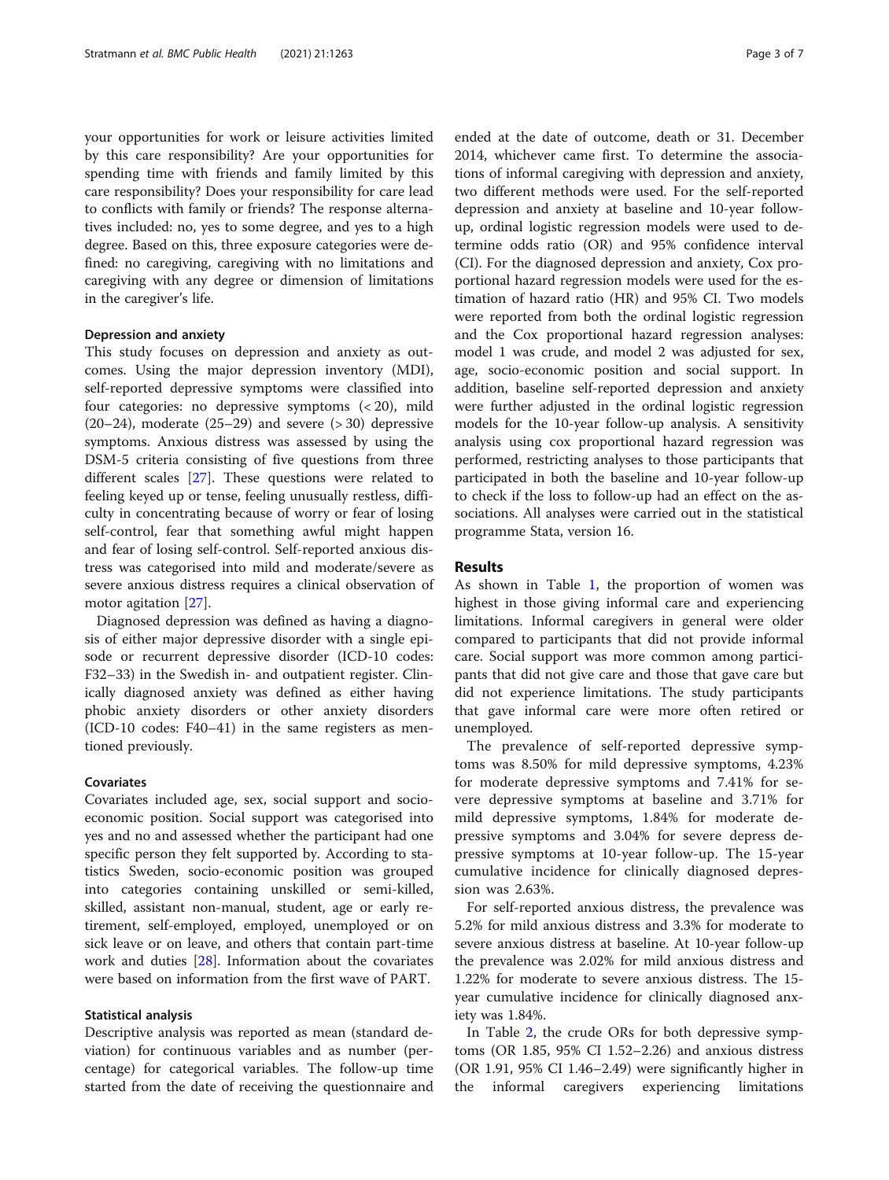your opportunities for work or leisure activities limited by this care responsibility? Are your opportunities for spending time with friends and family limited by this care responsibility? Does your responsibility for care lead to conflicts with family or friends? The response alternatives included: no, yes to some degree, and yes to a high degree. Based on this, three exposure categories were defined: no caregiving, caregiving with no limitations and caregiving with any degree or dimension of limitations in the caregiver's life.

#### Depression and anxiety

This study focuses on depression and anxiety as outcomes. Using the major depression inventory (MDI), self-reported depressive symptoms were classified into four categories: no depressive symptoms (< 20), mild (20–24), moderate (25–29) and severe (> 30) depressive symptoms. Anxious distress was assessed by using the DSM-5 criteria consisting of five questions from three different scales [27]. These questions were related to feeling keyed up or tense, feeling unusually restless, difficulty in concentrating because of worry or fear of losing self-control, fear that something awful might happen and fear of losing self-control. Self-reported anxious distress was categorised into mild and moderate/severe as severe anxious distress requires a clinical observation of motor agitation [27].

Diagnosed depression was defined as having a diagnosis of either major depressive disorder with a single episode or recurrent depressive disorder (ICD-10 codes: F32–33) in the Swedish in- and outpatient register. Clinically diagnosed anxiety was defined as either having phobic anxiety disorders or other anxiety disorders (ICD-10 codes: F40–41) in the same registers as mentioned previously.

#### Covariates

Covariates included age, sex, social support and socio-economic position. Social support was categorised into yes and no and assessed whether the participant had one specific person they felt supported by. According to statistics Sweden, socio-economic position was grouped into categories containing unskilled or semi-killed, skilled, assistant non-manual, student, age or early retirement, self-employed, employed, unemployed or on sick leave or on leave, and others that contain part-time work and duties [28]. Information about the covariates were based on information from the first wave of PART.

#### Statistical analysis

Descriptive analysis was reported as mean (standard deviation) for continuous variables and as number (percentage) for categorical variables. The follow-up time started from the date of receiving the questionnaire and ended at the date of outcome, death or 31. December 2014, whichever came first. To determine the associations of informal caregiving with depression and anxiety, two different methods were used. For the self-reported depression and anxiety at baseline and 10-year follow-up, ordinal logistic regression models were used to determine odds ratio (OR) and 95% confidence interval (CI). For the diagnosed depression and anxiety, Cox proportional hazard regression models were used for the estimation of hazard ratio (HR) and 95% CI. Two models were reported from both the ordinal logistic regression and the Cox proportional hazard regression analyses: model 1 was crude, and model 2 was adjusted for sex, age, socio-economic position and social support. In addition, baseline self-reported depression and anxiety were further adjusted in the ordinal logistic regression models for the 10-year follow-up analysis. A sensitivity analysis using cox proportional hazard regression was performed, restricting analyses to those participants that participated in both the baseline and 10-year follow-up to check if the loss to follow-up had an effect on the associations. All analyses were carried out in the statistical programme Stata, version 16.

## Results

As shown in Table 1, the proportion of women was highest in those giving informal care and experiencing limitations. Informal caregivers in general were older compared to participants that did not provide informal care. Social support was more common among participants that did not give care and those that gave care but did not experience limitations. The study participants that gave informal care were more often retired or unemployed.

The prevalence of self-reported depressive symptoms was 8.50% for mild depressive symptoms, 4.23% for moderate depressive symptoms and 7.41% for severe depressive symptoms at baseline and 3.71% for mild depressive symptoms, 1.84% for moderate depressive symptoms and 3.04% for severe depress depressive symptoms at 10-year follow-up. The 15-year cumulative incidence for clinically diagnosed depression was 2.63%.

For self-reported anxious distress, the prevalence was 5.2% for mild anxious distress and 3.3% for moderate to severe anxious distress at baseline. At 10-year follow-up the prevalence was 2.02% for mild anxious distress and 1.22% for moderate to severe anxious distress. The 15-year cumulative incidence for clinically diagnosed anxiety was 1.84%.

In Table 2, the crude ORs for both depressive symptoms (OR 1.85, 95% CI 1.52–2.26) and anxious distress (OR 1.91, 95% CI 1.46–2.49) were significantly higher in the informal caregivers experiencing limitations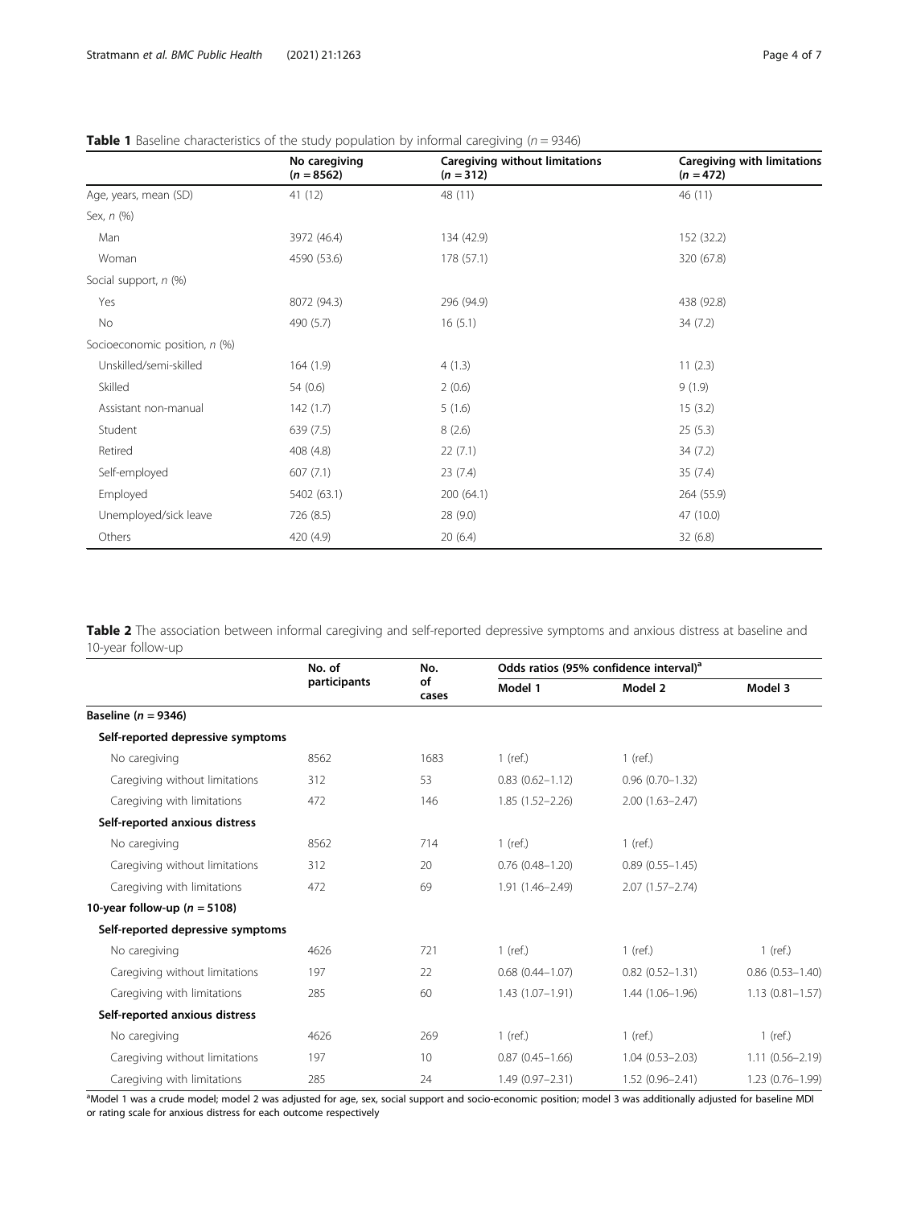**Table 1** Baseline characteristics of the study population by informal caregiving ($n = 9346$)

| | No caregiving ($n = 8562$) | Caregiving without limitations ($n = 312$) | Caregiving with limitations ($n = 472$) |
|---|---|---|---|
| Age, years, mean (SD) | 41 (12) | 48 (11) | 46 (11) |
| Sex, *n* (%) | | | |
| Man | 3972 (46.4) | 134 (42.9) | 152 (32.2) |
| Woman | 4590 (53.6) | 178 (57.1) | 320 (67.8) |
| Social support, *n* (%) | | | |
| Yes | 8072 (94.3) | 296 (94.9) | 438 (92.8) |
| No | 490 (5.7) | 16 (5.1) | 34 (7.2) |
| Socioeconomic position, *n* (%) | | | |
| Unskilled/semi-skilled | 164 (1.9) | 4 (1.3) | 11 (2.3) |
| Skilled | 54 (0.6) | 2 (0.6) | 9 (1.9) |
| Assistant non-manual | 142 (1.7) | 5 (1.6) | 15 (3.2) |
| Student | 639 (7.5) | 8 (2.6) | 25 (5.3) |
| Retired | 408 (4.8) | 22 (7.1) | 34 (7.2) |
| Self-employed | 607 (7.1) | 23 (7.4) | 35 (7.4) |
| Employed | 5402 (63.1) | 200 (64.1) | 264 (55.9) |
| Unemployed/sick leave | 726 (8.5) | 28 (9.0) | 47 (10.0) |
| Others | 420 (4.9) | 20 (6.4) | 32 (6.8) |

**Table 2** The association between informal caregiving and self-reported depressive symptoms and anxious distress at baseline and 10-year follow-up

| | No. of participants | No. of cases | Odds ratios (95% confidence interval)[a] | | |
|---|---|---|---|---|---|
| | | | Model 1 | Model 2 | Model 3 |
| **Baseline ($n = 9346$)** | | | | | |
| **Self-reported depressive symptoms** | | | | | |
| No caregiving | 8562 | 1683 | 1 (ref.) | 1 (ref.) | |
| Caregiving without limitations | 312 | 53 | 0.83 (0.62–1.12) | 0.96 (0.70–1.32) | |
| Caregiving with limitations | 472 | 146 | 1.85 (1.52–2.26) | 2.00 (1.63–2.47) | |
| **Self-reported anxious distress** | | | | | |
| No caregiving | 8562 | 714 | 1 (ref.) | 1 (ref.) | |
| Caregiving without limitations | 312 | 20 | 0.76 (0.48–1.20) | 0.89 (0.55–1.45) | |
| Caregiving with limitations | 472 | 69 | 1.91 (1.46–2.49) | 2.07 (1.57–2.74) | |
| **10-year follow-up ($n = 5108$)** | | | | | |
| **Self-reported depressive symptoms** | | | | | |
| No caregiving | 4626 | 721 | 1 (ref.) | 1 (ref.) | 1 (ref.) |
| Caregiving without limitations | 197 | 22 | 0.68 (0.44–1.07) | 0.82 (0.52–1.31) | 0.86 (0.53–1.40) |
| Caregiving with limitations | 285 | 60 | 1.43 (1.07–1.91) | 1.44 (1.06–1.96) | 1.13 (0.81–1.57) |
| **Self-reported anxious distress** | | | | | |
| No caregiving | 4626 | 269 | 1 (ref.) | 1 (ref.) | 1 (ref.) |
| Caregiving without limitations | 197 | 10 | 0.87 (0.45–1.66) | 1.04 (0.53–2.03) | 1.11 (0.56–2.19) |
| Caregiving with limitations | 285 | 24 | 1.49 (0.97–2.31) | 1.52 (0.96–2.41) | 1.23 (0.76–1.99) |

[a]Model 1 was a crude model; model 2 was adjusted for age, sex, social support and socio-economic position; model 3 was additionally adjusted for baseline MDI or rating scale for anxious distress for each outcome respectively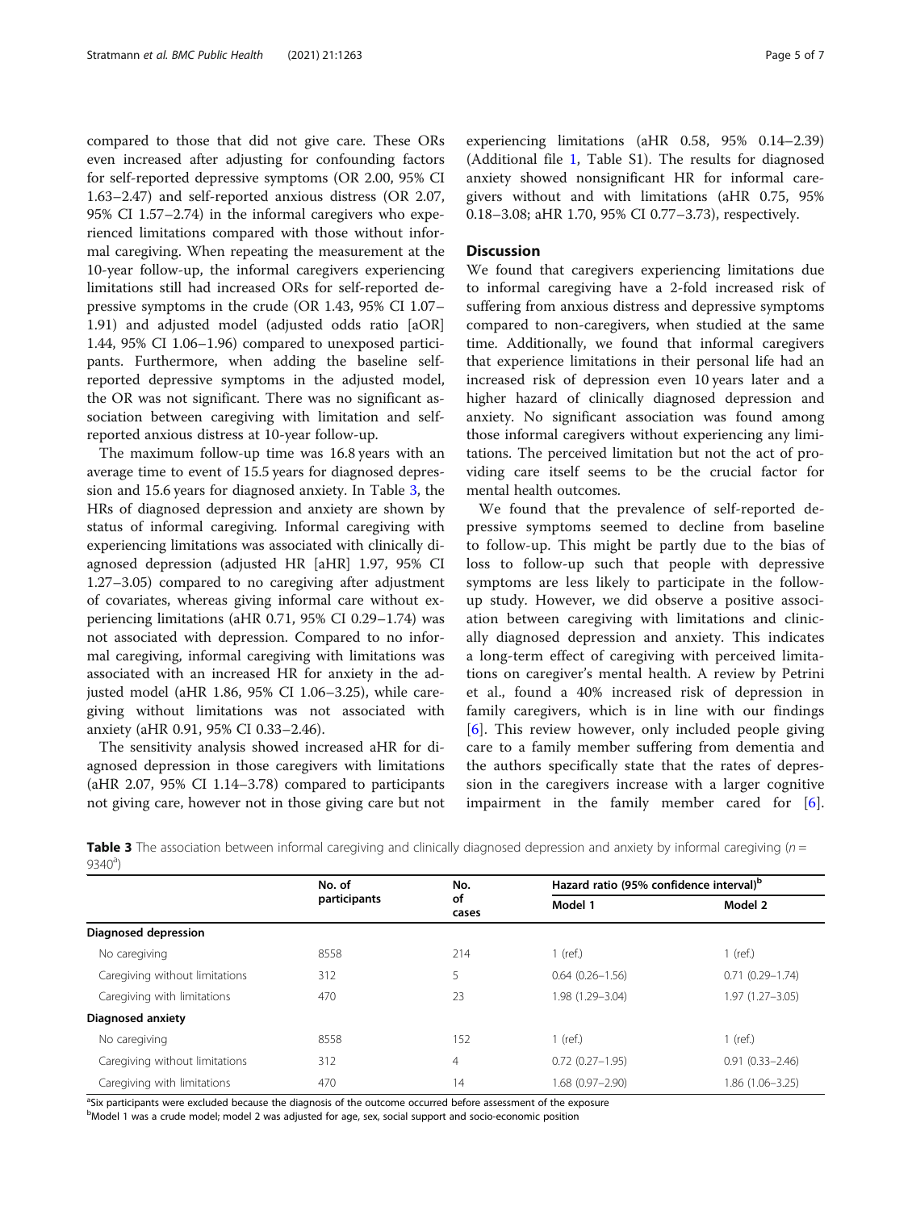compared to those that did not give care. These ORs even increased after adjusting for confounding factors for self-reported depressive symptoms (OR 2.00, 95% CI 1.63–2.47) and self-reported anxious distress (OR 2.07, 95% CI 1.57–2.74) in the informal caregivers who experienced limitations compared with those without informal caregiving. When repeating the measurement at the 10-year follow-up, the informal caregivers experiencing limitations still had increased ORs for self-reported depressive symptoms in the crude (OR 1.43, 95% CI 1.07–1.91) and adjusted model (adjusted odds ratio [aOR] 1.44, 95% CI 1.06–1.96) compared to unexposed participants. Furthermore, when adding the baseline self-reported depressive symptoms in the adjusted model, the OR was not significant. There was no significant association between caregiving with limitation and self-reported anxious distress at 10-year follow-up.

The maximum follow-up time was 16.8 years with an average time to event of 15.5 years for diagnosed depression and 15.6 years for diagnosed anxiety. In Table 3, the HRs of diagnosed depression and anxiety are shown by status of informal caregiving. Informal caregiving with experiencing limitations was associated with clinically diagnosed depression (adjusted HR [aHR] 1.97, 95% CI 1.27–3.05) compared to no caregiving after adjustment of covariates, whereas giving informal care without experiencing limitations (aHR 0.71, 95% CI 0.29–1.74) was not associated with depression. Compared to no informal caregiving, informal caregiving with limitations was associated with an increased HR for anxiety in the adjusted model (aHR 1.86, 95% CI 1.06–3.25), while caregiving without limitations was not associated with anxiety (aHR 0.91, 95% CI 0.33–2.46).

The sensitivity analysis showed increased aHR for diagnosed depression in those caregivers with limitations (aHR 2.07, 95% CI 1.14–3.78) compared to participants not giving care, however not in those giving care but not experiencing limitations (aHR 0.58, 95% 0.14–2.39) (Additional file 1, Table S1). The results for diagnosed anxiety showed nonsignificant HR for informal caregivers without and with limitations (aHR 0.75, 95% 0.18–3.08; aHR 1.70, 95% CI 0.77–3.73), respectively.

## Discussion

We found that caregivers experiencing limitations due to informal caregiving have a 2-fold increased risk of suffering from anxious distress and depressive symptoms compared to non-caregivers, when studied at the same time. Additionally, we found that informal caregivers that experience limitations in their personal life had an increased risk of depression even 10 years later and a higher hazard of clinically diagnosed depression and anxiety. No significant association was found among those informal caregivers without experiencing any limitations. The perceived limitation but not the act of providing care itself seems to be the crucial factor for mental health outcomes.

We found that the prevalence of self-reported depressive symptoms seemed to decline from baseline to follow-up. This might be partly due to the bias of loss to follow-up such that people with depressive symptoms are less likely to participate in the follow-up study. However, we did observe a positive association between caregiving with limitations and clinically diagnosed depression and anxiety. This indicates a long-term effect of caregiving with perceived limitations on caregiver's mental health. A review by Petrini et al., found a 40% increased risk of depression in family caregivers, which is in line with our findings [6]. This review however, only included people giving care to a family member suffering from dementia and the authors specifically state that the rates of depression in the caregivers increase with a larger cognitive impairment in the family member cared for [6].

**Table 3** The association between informal caregiving and clinically diagnosed depression and anxiety by informal caregiving ($n$ = 9340[a])

| | No. of participants | No. of cases | Hazard ratio (95% confidence interval)[b] | |
|---|---|---|---|---|
| | | | Model 1 | Model 2 |
| **Diagnosed depression** | | | | |
| No caregiving | 8558 | 214 | 1 (ref.) | 1 (ref.) |
| Caregiving without limitations | 312 | 5 | 0.64 (0.26–1.56) | 0.71 (0.29–1.74) |
| Caregiving with limitations | 470 | 23 | 1.98 (1.29–3.04) | 1.97 (1.27–3.05) |
| **Diagnosed anxiety** | | | | |
| No caregiving | 8558 | 152 | 1 (ref.) | 1 (ref.) |
| Caregiving without limitations | 312 | 4 | 0.72 (0.27–1.95) | 0.91 (0.33–2.46) |
| Caregiving with limitations | 470 | 14 | 1.68 (0.97–2.90) | 1.86 (1.06–3.25) |

[a]Six participants were excluded because the diagnosis of the outcome occurred before assessment of the exposure
[b]Model 1 was a crude model; model 2 was adjusted for age, sex, social support and socio-economic position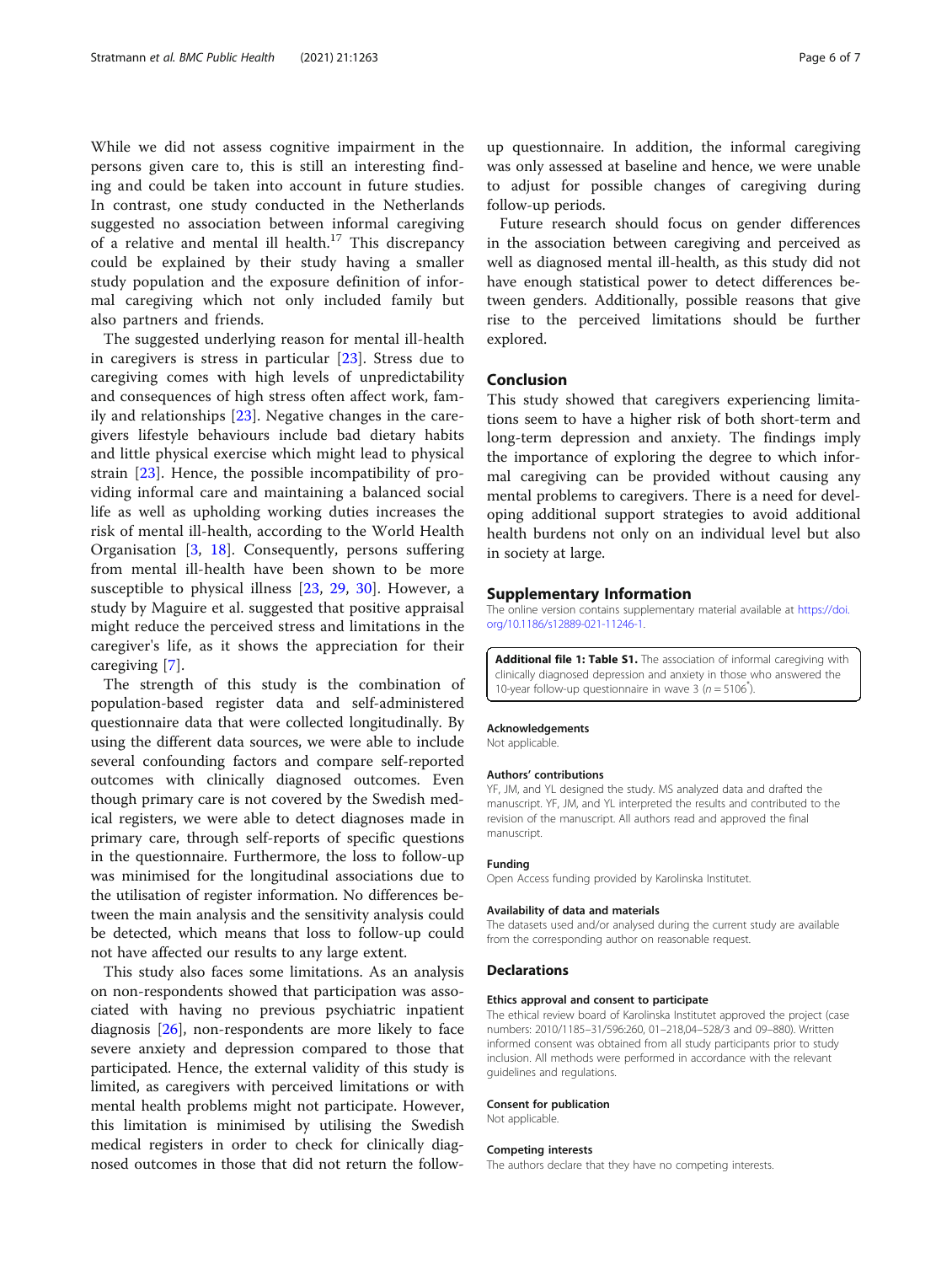While we did not assess cognitive impairment in the persons given care to, this is still an interesting finding and could be taken into account in future studies. In contrast, one study conducted in the Netherlands suggested no association between informal caregiving of a relative and mental ill health.[17] This discrepancy could be explained by their study having a smaller study population and the exposure definition of informal caregiving which not only included family but also partners and friends.

The suggested underlying reason for mental ill-health in caregivers is stress in particular [23]. Stress due to caregiving comes with high levels of unpredictability and consequences of high stress often affect work, family and relationships [23]. Negative changes in the caregivers lifestyle behaviours include bad dietary habits and little physical exercise which might lead to physical strain [23]. Hence, the possible incompatibility of providing informal care and maintaining a balanced social life as well as upholding working duties increases the risk of mental ill-health, according to the World Health Organisation [3, 18]. Consequently, persons suffering from mental ill-health have been shown to be more susceptible to physical illness [23, 29, 30]. However, a study by Maguire et al. suggested that positive appraisal might reduce the perceived stress and limitations in the caregiver's life, as it shows the appreciation for their caregiving [7].

The strength of this study is the combination of population-based register data and self-administered questionnaire data that were collected longitudinally. By using the different data sources, we were able to include several confounding factors and compare self-reported outcomes with clinically diagnosed outcomes. Even though primary care is not covered by the Swedish medical registers, we were able to detect diagnoses made in primary care, through self-reports of specific questions in the questionnaire. Furthermore, the loss to follow-up was minimised for the longitudinal associations due to the utilisation of register information. No differences between the main analysis and the sensitivity analysis could be detected, which means that loss to follow-up could not have affected our results to any large extent.

This study also faces some limitations. As an analysis on non-respondents showed that participation was associated with having no previous psychiatric inpatient diagnosis [26], non-respondents are more likely to face severe anxiety and depression compared to those that participated. Hence, the external validity of this study is limited, as caregivers with perceived limitations or with mental health problems might not participate. However, this limitation is minimised by utilising the Swedish medical registers in order to check for clinically diagnosed outcomes in those that did not return the follow-up questionnaire. In addition, the informal caregiving was only assessed at baseline and hence, we were unable to adjust for possible changes of caregiving during follow-up periods.

Future research should focus on gender differences in the association between caregiving and perceived as well as diagnosed mental ill-health, as this study did not have enough statistical power to detect differences between genders. Additionally, possible reasons that give rise to the perceived limitations should be further explored.

## Conclusion

This study showed that caregivers experiencing limitations seem to have a higher risk of both short-term and long-term depression and anxiety. The findings imply the importance of exploring the degree to which informal caregiving can be provided without causing any mental problems to caregivers. There is a need for developing additional support strategies to avoid additional health burdens not only on an individual level but also in society at large.

## Supplementary Information

The online version contains supplementary material available at https://doi.org/10.1186/s12889-021-11246-1.

**Additional file 1: Table S1.** The association of informal caregiving with clinically diagnosed depression and anxiety in those who answered the 10-year follow-up questionnaire in wave 3 ($n = 5106^{*}$).

### Acknowledgements

Not applicable.

### Authors' contributions

YF, JM, and YL designed the study. MS analyzed data and drafted the manuscript. YF, JM, and YL interpreted the results and contributed to the revision of the manuscript. All authors read and approved the final manuscript.

### Funding

Open Access funding provided by Karolinska Institutet.

### Availability of data and materials

The datasets used and/or analysed during the current study are available from the corresponding author on reasonable request.

## Declarations

### Ethics approval and consent to participate

The ethical review board of Karolinska Institutet approved the project (case numbers: 2010/1185–31/596:260, 01–218,04–528/3 and 09–880). Written informed consent was obtained from all study participants prior to study inclusion. All methods were performed in accordance with the relevant guidelines and regulations.

### Consent for publication

Not applicable.

### Competing interests

The authors declare that they have no competing interests.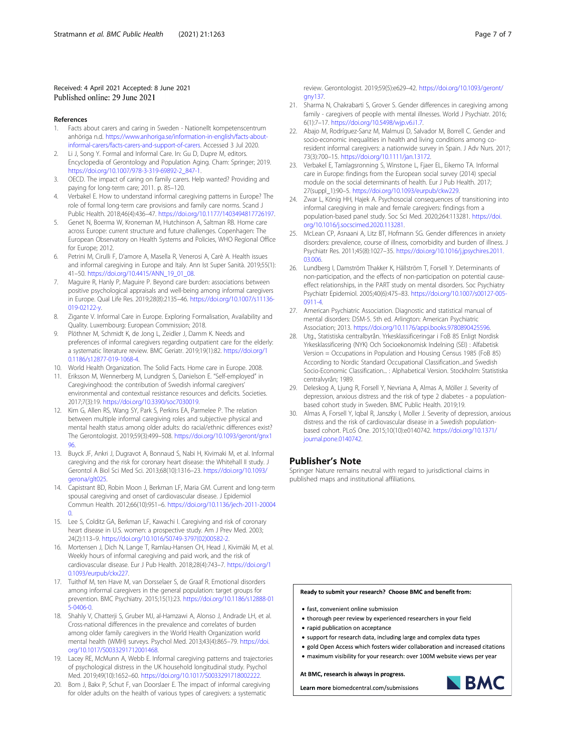Received: 4 April 2021 Accepted: 8 June 2021
Published online: 29 June 2021

#### References

1. Facts about carers and caring in Sweden - Nationellt kompetenscentrum anhöriga n.d. https://www.anhoriga.se/information-in-english/facts-about-informal-carers/facts-carers-and-support-of-carers. Accessed 3 Jul 2020.
2. Li J, Song Y. Formal and Informal Care. In: Gu D, Dupre M, editors. Encyclopedia of Gerontology and Population Aging. Cham: Springer; 2019. https://doi.org/10.1007/978-3-319-69892-2_847-1.
3. OECD. The impact of caring on family carers. Help wanted? Providing and paying for long-term care; 2011. p. 85–120.
4. Verbakel E. How to understand informal caregiving patterns in Europe? The role of formal long-term care provisions and family care norms. Scand J Public Health. 2018;46(4):436–47. https://doi.org/10.1177/1403494817726197.
5. Genet N, Boerma W, Kroneman M, Hutchinson A, Saltman RB. Home care across Europe: current structure and future challenges. Copenhagen: The European Observatory on Health Systems and Policies, WHO Regional Office for Europe; 2012.
6. Petrini M, Cirulli F, D'amore A, Masella R, Venerosi A, Carè A. Health issues and informal caregiving in Europe and Italy. Ann Ist Super Sanità. 2019;55(1):41–50. https://doi.org/10.4415/ANN_19_01_08.
7. Maguire R, Hanly P, Maguire P. Beyond care burden: associations between positive psychological appraisals and well-being among informal caregivers in Europe. Qual Life Res. 2019;28(8):2135–46. https://doi.org/10.1007/s11136-019-02122-y.
8. Zigante V. Informal Care in Europe. Exploring Formalisation, Availability and Quality. Luxembourg: European Commission; 2018.
9. Plöthner M, Schmidt K, de Jong L, Zeidler J, Damm K. Needs and preferences of informal caregivers regarding outpatient care for the elderly: a systematic literature review. BMC Geriatr. 2019;19(1):82. https://doi.org/10.1186/s12877-019-1068-4.
10. World Health Organization. The Solid Facts. Home care in Europe. 2008.
11. Eriksson M, Wennerberg M, Lundgren S, Danielson E. "Self-employed" in Caregivinghood: the contribution of Swedish informal caregivers' environmental and contextual resistance resources and deficits. Societies. 2017;7(3):19. https://doi.org/10.3390/soc7030019.
12. Kim G, Allen RS, Wang SY, Park S, Perkins EA, Parmelee P. The relation between multiple informal caregiving roles and subjective physical and mental health status among older adults: do racial/ethnic differences exist? The Gerontologist. 2019;59(3):499–508. https://doi.org/10.1093/geront/gnx196.
13. Buyck JF, Ankri J, Dugravot A, Bonnaud S, Nabi H, Kivimaki M, et al. Informal caregiving and the risk for coronary heart disease: the Whitehall II study. J Gerontol A Biol Sci Med Sci. 2013;68(10):1316–23. https://doi.org/10.1093/gerona/glt025.
14. Capistrant BD, Robin Moon J, Berkman LF, Maria GM. Current and long-term spousal caregiving and onset of cardiovascular disease. J Epidemiol Commun Health. 2012;66(10):951–6. https://doi.org/10.1136/jech-2011-200040.
15. Lee S, Colditz GA, Berkman LF, Kawachi I. Caregiving and risk of coronary heart disease in U.S. women: a prospective study. Am J Prev Med. 2003;24(2):113–9. https://doi.org/10.1016/S0749-3797(02)00582-2.
16. Mortensen J, Dich N, Lange T, Ramlau-Hansen CH, Head J, Kivimäki M, et al. Weekly hours of informal caregiving and paid work, and the risk of cardiovascular disease. Eur J Pub Health. 2018;28(4):743–7. https://doi.org/10.1093/eurpub/ckx227.
17. Tuithof M, ten Have M, van Dorsselaer S, de Graaf R. Emotional disorders among informal caregivers in the general population: target groups for prevention. BMC Psychiatry. 2015;15(1):23. https://doi.org/10.1186/s12888-015-0406-0.
18. Shahly V, Chatterji S, Gruber MJ, al-Hamzawi A, Alonso J, Andrade LH, et al. Cross-national differences in the prevalence and correlates of burden among older family caregivers in the World Health Organization world mental health (WMH) surveys. Psychol Med. 2013;43(4):865–79. https://doi.org/10.1017/S0033291712001468.
19. Lacey RE, McMunn A, Webb E. Informal caregiving patterns and trajectories of psychological distress in the UK household longitudinal study. Psychol Med. 2019;49(10):1652–60. https://doi.org/10.1017/S0033291718002222.
20. Bom J, Bakx P, Schut F, van Doorslaer E. The impact of informal caregiving for older adults on the health of various types of caregivers: a systematic review. Gerontologist. 2019;59(5):e629–42. https://doi.org/10.1093/geront/gny137.
21. Sharma N, Chakrabarti S, Grover S. Gender differences in caregiving among family - caregivers of people with mental illnesses. World J Psychiatr. 2016;6(1):7–17. https://doi.org/10.5498/wjp.v6.i1.7.
22. Abajo M, Rodríguez-Sanz M, Malmusi D, Salvador M, Borrell C. Gender and socio-economic inequalities in health and living conditions among co-resident informal caregivers: a nationwide survey in Spain. J Adv Nurs. 2017;73(3):700–15. https://doi.org/10.1111/jan.13172.
23. Verbakel E, Tamlagsronning S, Winstone L, Fjaer EL, Eikemo TA. Informal care in Europe: findings from the European social survey (2014) special module on the social determinants of health. Eur J Pub Health. 2017;27(suppl_1):90–5. https://doi.org/10.1093/eurpub/ckw229.
24. Zwar L, König HH, Hajek A. Psychosocial consequences of transitioning into informal caregiving in male and female caregivers: findings from a population-based panel study. Soc Sci Med. 2020;264:113281. https://doi.org/10.1016/j.socscimed.2020.113281.
25. McLean CP, Asnaani A, Litz BT, Hofmann SG. Gender differences in anxiety disorders: prevalence, course of illness, comorbidity and burden of illness. J Psychiatr Res. 2011;45(8):1027–35. https://doi.org/10.1016/j.jpsychires.2011.03.006.
26. Lundberg I, Damström Thakker K, Hällström T, Forsell Y. Determinants of non-participation, and the effects of non-participation on potential cause-effect relationships, in the PART study on mental disorders. Soc Psychiatry Psychiatr Epidemiol. 2005;40(6):475–83. https://doi.org/10.1007/s00127-005-0911-4.
27. American Psychiatric Association. Diagnostic and statistical manual of mental disorders: DSM-5. 5th ed. Arlington: American Psychiatric Association; 2013. https://doi.org/10.1176/appi.books.9780890425596.
28. Utg., Statistiska centralbyrån. Yrkesklassificeringar i FoB 85 Enligt Nordisk Yrkesklassificering (NYK) Och Socioekonomisk Indelning (SEI) : Alfabetisk Version = Occupations in Population and Housing Census 1985 (FoB 85) According to Nordic Standard Occupational Classification...and Swedish Socio-Economic Classification... : Alphabetical Version. Stockholm: Statistiska centralvyrån; 1989.
29. Deleskog A, Ljung R, Forsell Y, Nevriana A, Almas A, Möller J. Severity of depression, anxious distress and the risk of type 2 diabetes - a population-based cohort study in Sweden. BMC Public Health. 2019;19.
30. Almas A, Forsell Y, Iqbal R, Janszky I, Moller J. Severity of depression, anxious distress and the risk of cardiovascular disease in a Swedish population-based cohort. PLoS One. 2015;10(10):e0140742. https://doi.org/10.1371/journal.pone.0140742.

## Publisher's Note

Springer Nature remains neutral with regard to jurisdictional claims in published maps and institutional affiliations.

**Ready to submit your research? Choose BMC and benefit from:**

- fast, convenient online submission
- thorough peer review by experienced researchers in your field
- rapid publication on acceptance
- support for research data, including large and complex data types
- gold Open Access which fosters wider collaboration and increased citations
- maximum visibility for your research: over 100M website views per year

**At BMC, research is always in progress.**

**Learn more** biomedcentral.com/submissions

BMC